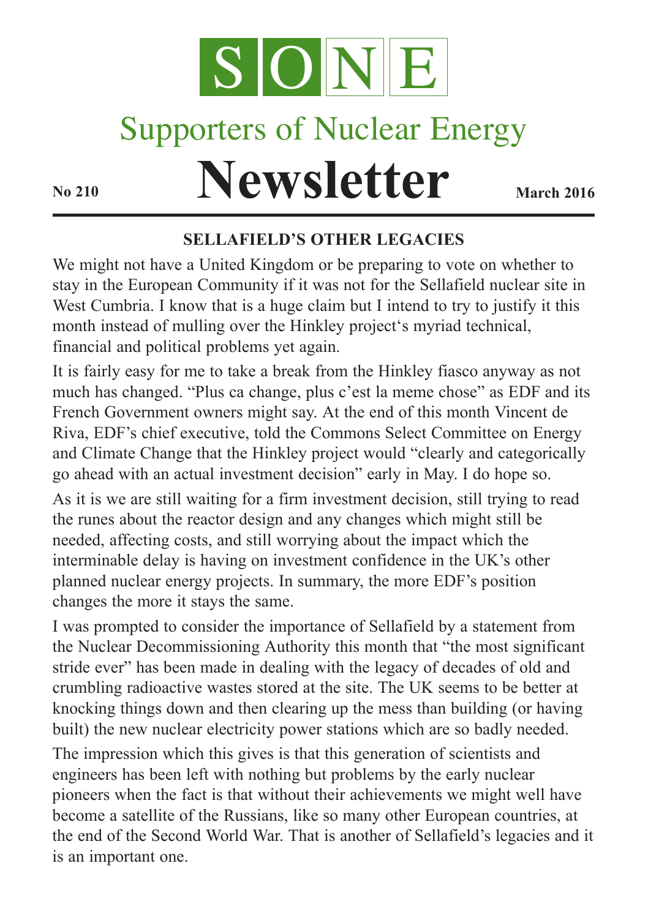# SONE

## Supporters of Nuclear Energy

# Newsletter

**No 210** **March 2016**

### SELLAFIELD'S OTHER LEGACIES

We might not have a United Kingdom or be preparing to vote on whether to stay in the European Community if it was not for the Sellafield nuclear site in West Cumbria. I know that is a huge claim but I intend to try to justify it this month instead of mulling over the Hinkley project's myriad technical, financial and political problems yet again.

It is fairly easy for me to take a break from the Hinkley fiasco anyway as not much has changed. "Plus ca change, plus c'est la meme chose" as EDF and its French Government owners might say. At the end of this month Vincent de Riva, EDF's chief executive, told the Commons Select Committee on Energy and Climate Change that the Hinkley project would "clearly and categorically go ahead with an actual investment decision" early in May. I do hope so.

As it is we are still waiting for a firm investment decision, still trying to read the runes about the reactor design and any changes which might still be needed, affecting costs, and still worrying about the impact which the interminable delay is having on investment confidence in the UK's other planned nuclear energy projects. In summary, the more EDF's position changes the more it stays the same.

I was prompted to consider the importance of Sellafield by a statement from the Nuclear Decommissioning Authority this month that "the most significant stride ever" has been made in dealing with the legacy of decades of old and crumbling radioactive wastes stored at the site. The UK seems to be better at knocking things down and then clearing up the mess than building (or having built) the new nuclear electricity power stations which are so badly needed.

The impression which this gives is that this generation of scientists and engineers has been left with nothing but problems by the early nuclear pioneers when the fact is that without their achievements we might well have become a satellite of the Russians, like so many other European countries, at the end of the Second World War. That is another of Sellafield's legacies and it is an important one.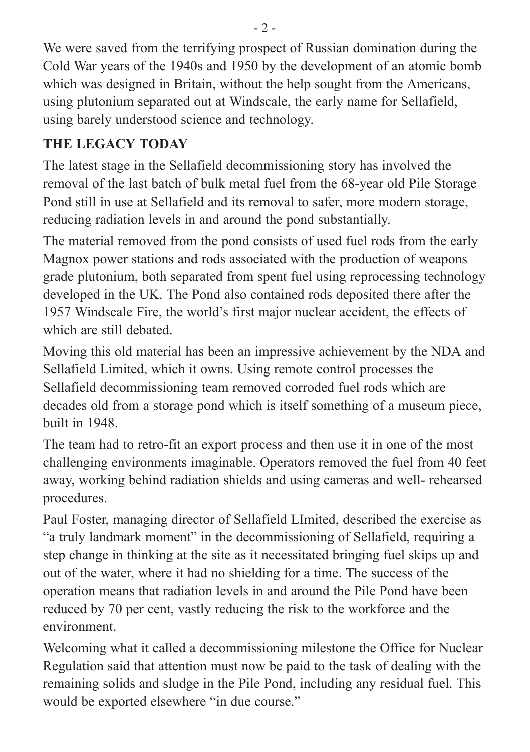We were saved from the terrifying prospect of Russian domination during the Cold War years of the 1940s and 1950 by the development of an atomic bomb which was designed in Britain, without the help sought from the Americans, using plutonium separated out at Windscale, the early name for Sellafield, using barely understood science and technology.

**THE LEGACY TODAY**

The latest stage in the Sellafield decommissioning story has involved the removal of the last batch of bulk metal fuel from the 68-year old Pile Storage Pond still in use at Sellafield and its removal to safer, more modern storage, reducing radiation levels in and around the pond substantially.

The material removed from the pond consists of used fuel rods from the early Magnox power stations and rods associated with the production of weapons grade plutonium, both separated from spent fuel using reprocessing technology developed in the UK. The Pond also contained rods deposited there after the 1957 Windscale Fire, the world's first major nuclear accident, the effects of which are still debated.

Moving this old material has been an impressive achievement by the NDA and Sellafield Limited, which it owns. Using remote control processes the Sellafield decommissioning team removed corroded fuel rods which are decades old from a storage pond which is itself something of a museum piece, built in 1948.

The team had to retro-fit an export process and then use it in one of the most challenging environments imaginable. Operators removed the fuel from 40 feet away, working behind radiation shields and using cameras and well- rehearsed procedures.

Paul Foster, managing director of Sellafield LImited, described the exercise as "a truly landmark moment" in the decommissioning of Sellafield, requiring a step change in thinking at the site as it necessitated bringing fuel skips up and out of the water, where it had no shielding for a time. The success of the operation means that radiation levels in and around the Pile Pond have been reduced by 70 per cent, vastly reducing the risk to the workforce and the environment.

Welcoming what it called a decommissioning milestone the Office for Nuclear Regulation said that attention must now be paid to the task of dealing with the remaining solids and sludge in the Pile Pond, including any residual fuel. This would be exported elsewhere "in due course."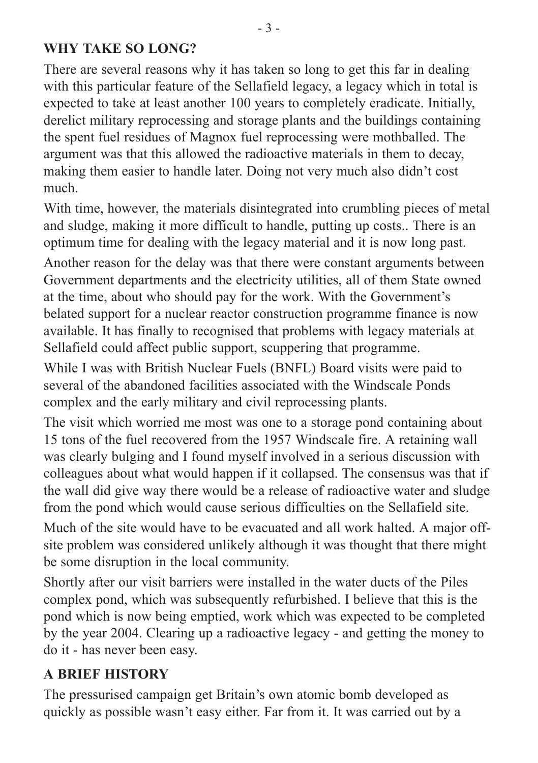## WHY TAKE SO LONG?

There are several reasons why it has taken so long to get this far in dealing with this particular feature of the Sellafield legacy, a legacy which in total is expected to take at least another 100 years to completely eradicate. Initially, derelict military reprocessing and storage plants and the buildings containing the spent fuel residues of Magnox fuel reprocessing were mothballed. The argument was that this allowed the radioactive materials in them to decay, making them easier to handle later. Doing not very much also didn't cost much.

With time, however, the materials disintegrated into crumbling pieces of metal and sludge, making it more difficult to handle, putting up costs.. There is an optimum time for dealing with the legacy material and it is now long past.

Another reason for the delay was that there were constant arguments between Government departments and the electricity utilities, all of them State owned at the time, about who should pay for the work. With the Government's belated support for a nuclear reactor construction programme finance is now available. It has finally to recognised that problems with legacy materials at Sellafield could affect public support, scuppering that programme.

While I was with British Nuclear Fuels (BNFL) Board visits were paid to several of the abandoned facilities associated with the Windscale Ponds complex and the early military and civil reprocessing plants.

The visit which worried me most was one to a storage pond containing about 15 tons of the fuel recovered from the 1957 Windscale fire. A retaining wall was clearly bulging and I found myself involved in a serious discussion with colleagues about what would happen if it collapsed. The consensus was that if the wall did give way there would be a release of radioactive water and sludge from the pond which would cause serious difficulties on the Sellafield site.

Much of the site would have to be evacuated and all work halted. A major off-site problem was considered unlikely although it was thought that there might be some disruption in the local community.

Shortly after our visit barriers were installed in the water ducts of the Piles complex pond, which was subsequently refurbished. I believe that this is the pond which is now being emptied, work which was expected to be completed by the year 2004. Clearing up a radioactive legacy - and getting the money to do it - has never been easy.

## A BRIEF HISTORY

The pressurised campaign get Britain's own atomic bomb developed as quickly as possible wasn't easy either. Far from it. It was carried out by a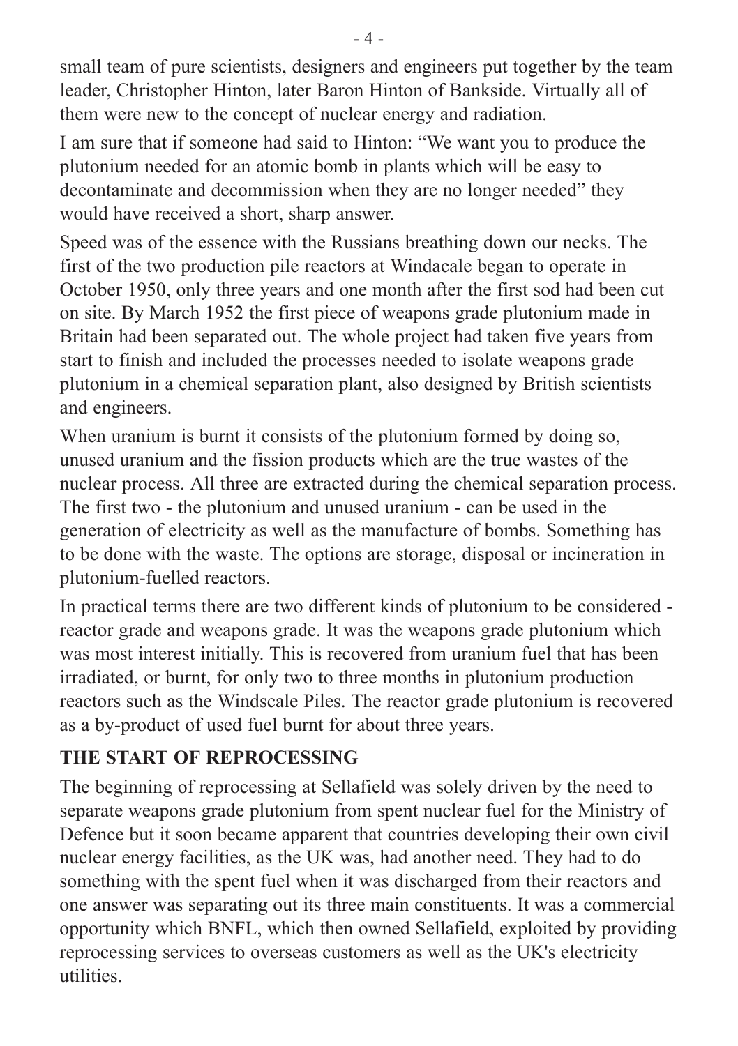small team of pure scientists, designers and engineers put together by the team leader, Christopher Hinton, later Baron Hinton of Bankside. Virtually all of them were new to the concept of nuclear energy and radiation.

I am sure that if someone had said to Hinton: "We want you to produce the plutonium needed for an atomic bomb in plants which will be easy to decontaminate and decommission when they are no longer needed" they would have received a short, sharp answer.

Speed was of the essence with the Russians breathing down our necks. The first of the two production pile reactors at Windacale began to operate in October 1950, only three years and one month after the first sod had been cut on site. By March 1952 the first piece of weapons grade plutonium made in Britain had been separated out. The whole project had taken five years from start to finish and included the processes needed to isolate weapons grade plutonium in a chemical separation plant, also designed by British scientists and engineers.

When uranium is burnt it consists of the plutonium formed by doing so, unused uranium and the fission products which are the true wastes of the nuclear process. All three are extracted during the chemical separation process. The first two - the plutonium and unused uranium - can be used in the generation of electricity as well as the manufacture of bombs. Something has to be done with the waste. The options are storage, disposal or incineration in plutonium-fuelled reactors.

In practical terms there are two different kinds of plutonium to be considered - reactor grade and weapons grade. It was the weapons grade plutonium which was most interest initially. This is recovered from uranium fuel that has been irradiated, or burnt, for only two to three months in plutonium production reactors such as the Windscale Piles. The reactor grade plutonium is recovered as a by-product of used fuel burnt for about three years.

## THE START OF REPROCESSING

The beginning of reprocessing at Sellafield was solely driven by the need to separate weapons grade plutonium from spent nuclear fuel for the Ministry of Defence but it soon became apparent that countries developing their own civil nuclear energy facilities, as the UK was, had another need. They had to do something with the spent fuel when it was discharged from their reactors and one answer was separating out its three main constituents. It was a commercial opportunity which BNFL, which then owned Sellafield, exploited by providing reprocessing services to overseas customers as well as the UK's electricity utilities.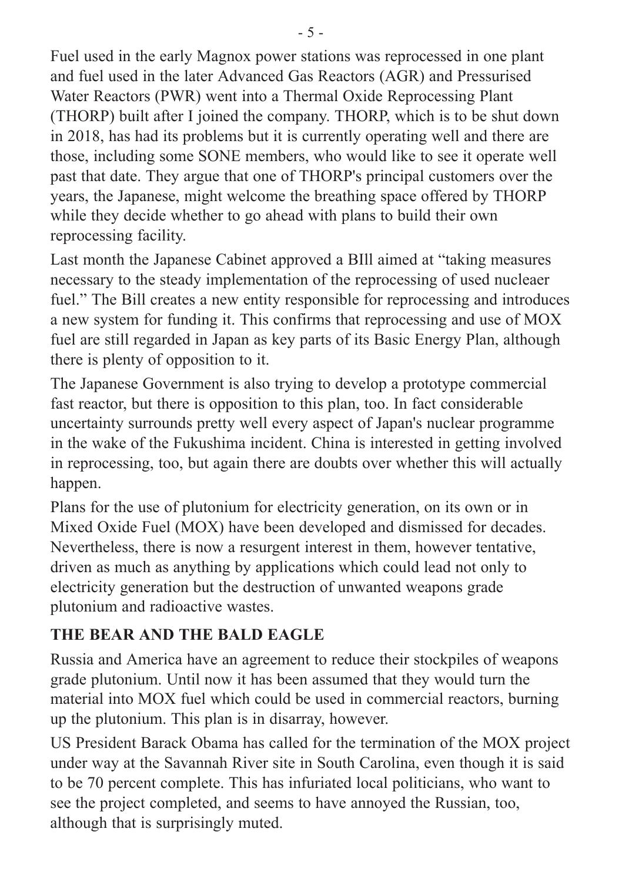Fuel used in the early Magnox power stations was reprocessed in one plant and fuel used in the later Advanced Gas Reactors (AGR) and Pressurised Water Reactors (PWR) went into a Thermal Oxide Reprocessing Plant (THORP) built after I joined the company. THORP, which is to be shut down in 2018, has had its problems but it is currently operating well and there are those, including some SONE members, who would like to see it operate well past that date. They argue that one of THORP's principal customers over the years, the Japanese, might welcome the breathing space offered by THORP while they decide whether to go ahead with plans to build their own reprocessing facility.

Last month the Japanese Cabinet approved a BIll aimed at "taking measures necessary to the steady implementation of the reprocessing of used nucleaer fuel." The Bill creates a new entity responsible for reprocessing and introduces a new system for funding it. This confirms that reprocessing and use of MOX fuel are still regarded in Japan as key parts of its Basic Energy Plan, although there is plenty of opposition to it.

The Japanese Government is also trying to develop a prototype commercial fast reactor, but there is opposition to this plan, too. In fact considerable uncertainty surrounds pretty well every aspect of Japan's nuclear programme in the wake of the Fukushima incident. China is interested in getting involved in reprocessing, too, but again there are doubts over whether this will actually happen.

Plans for the use of plutonium for electricity generation, on its own or in Mixed Oxide Fuel (MOX) have been developed and dismissed for decades. Nevertheless, there is now a resurgent interest in them, however tentative, driven as much as anything by applications which could lead not only to electricity generation but the destruction of unwanted weapons grade plutonium and radioactive wastes.

## THE BEAR AND THE BALD EAGLE

Russia and America have an agreement to reduce their stockpiles of weapons grade plutonium. Until now it has been assumed that they would turn the material into MOX fuel which could be used in commercial reactors, burning up the plutonium. This plan is in disarray, however.

US President Barack Obama has called for the termination of the MOX project under way at the Savannah River site in South Carolina, even though it is said to be 70 percent complete. This has infuriated local politicians, who want to see the project completed, and seems to have annoyed the Russian, too, although that is surprisingly muted.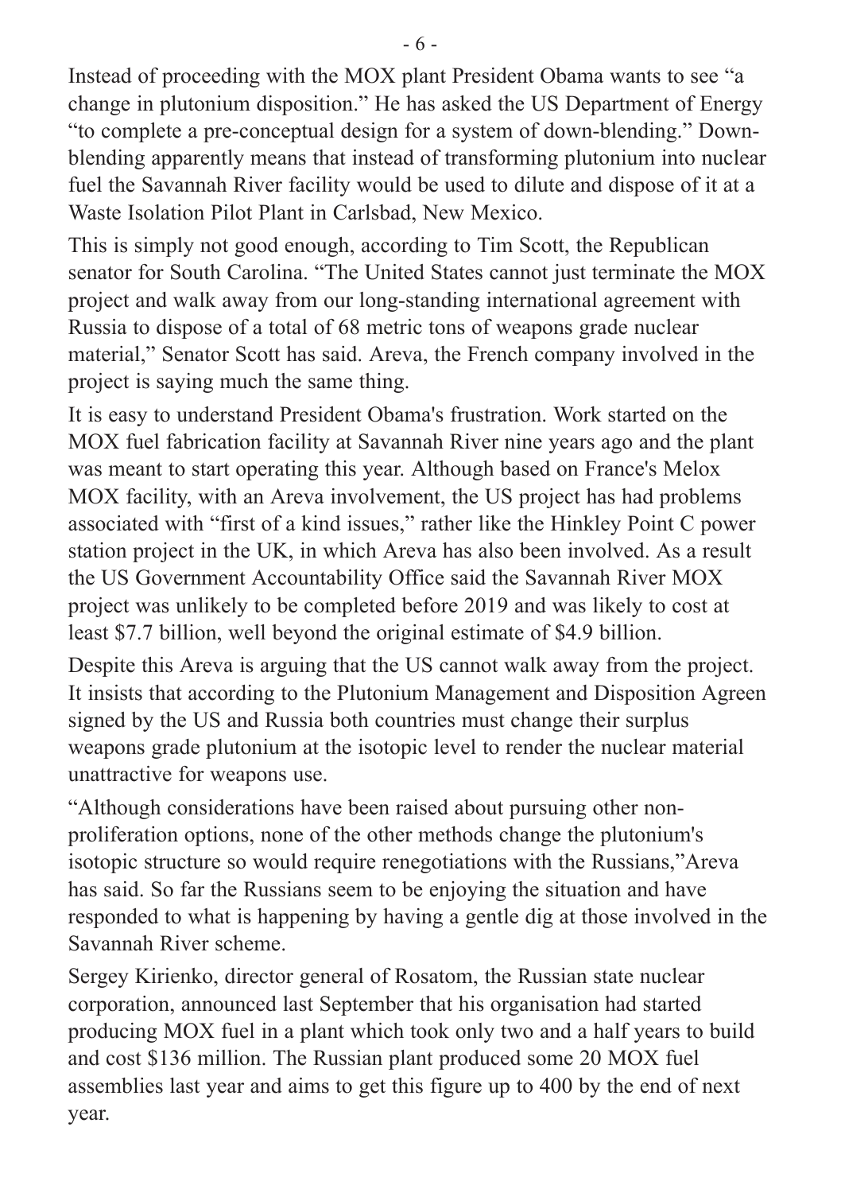Instead of proceeding with the MOX plant President Obama wants to see "a change in plutonium disposition." He has asked the US Department of Energy "to complete a pre-conceptual design for a system of down-blending." Down-blending apparently means that instead of transforming plutonium into nuclear fuel the Savannah River facility would be used to dilute and dispose of it at a Waste Isolation Pilot Plant in Carlsbad, New Mexico.

This is simply not good enough, according to Tim Scott, the Republican senator for South Carolina. "The United States cannot just terminate the MOX project and walk away from our long-standing international agreement with Russia to dispose of a total of 68 metric tons of weapons grade nuclear material," Senator Scott has said. Areva, the French company involved in the project is saying much the same thing.

It is easy to understand President Obama's frustration. Work started on the MOX fuel fabrication facility at Savannah River nine years ago and the plant was meant to start operating this year. Although based on France's Melox MOX facility, with an Areva involvement, the US project has had problems associated with "first of a kind issues," rather like the Hinkley Point C power station project in the UK, in which Areva has also been involved. As a result the US Government Accountability Office said the Savannah River MOX project was unlikely to be completed before 2019 and was likely to cost at least $7.7 billion, well beyond the original estimate of $4.9 billion.

Despite this Areva is arguing that the US cannot walk away from the project. It insists that according to the Plutonium Management and Disposition Agreen signed by the US and Russia both countries must change their surplus weapons grade plutonium at the isotopic level to render the nuclear material unattractive for weapons use.

"Although considerations have been raised about pursuing other non-proliferation options, none of the other methods change the plutonium's isotopic structure so would require renegotiations with the Russians,"Areva has said. So far the Russians seem to be enjoying the situation and have responded to what is happening by having a gentle dig at those involved in the Savannah River scheme.

Sergey Kirienko, director general of Rosatom, the Russian state nuclear corporation, announced last September that his organisation had started producing MOX fuel in a plant which took only two and a half years to build and cost $136 million. The Russian plant produced some 20 MOX fuel assemblies last year and aims to get this figure up to 400 by the end of next year.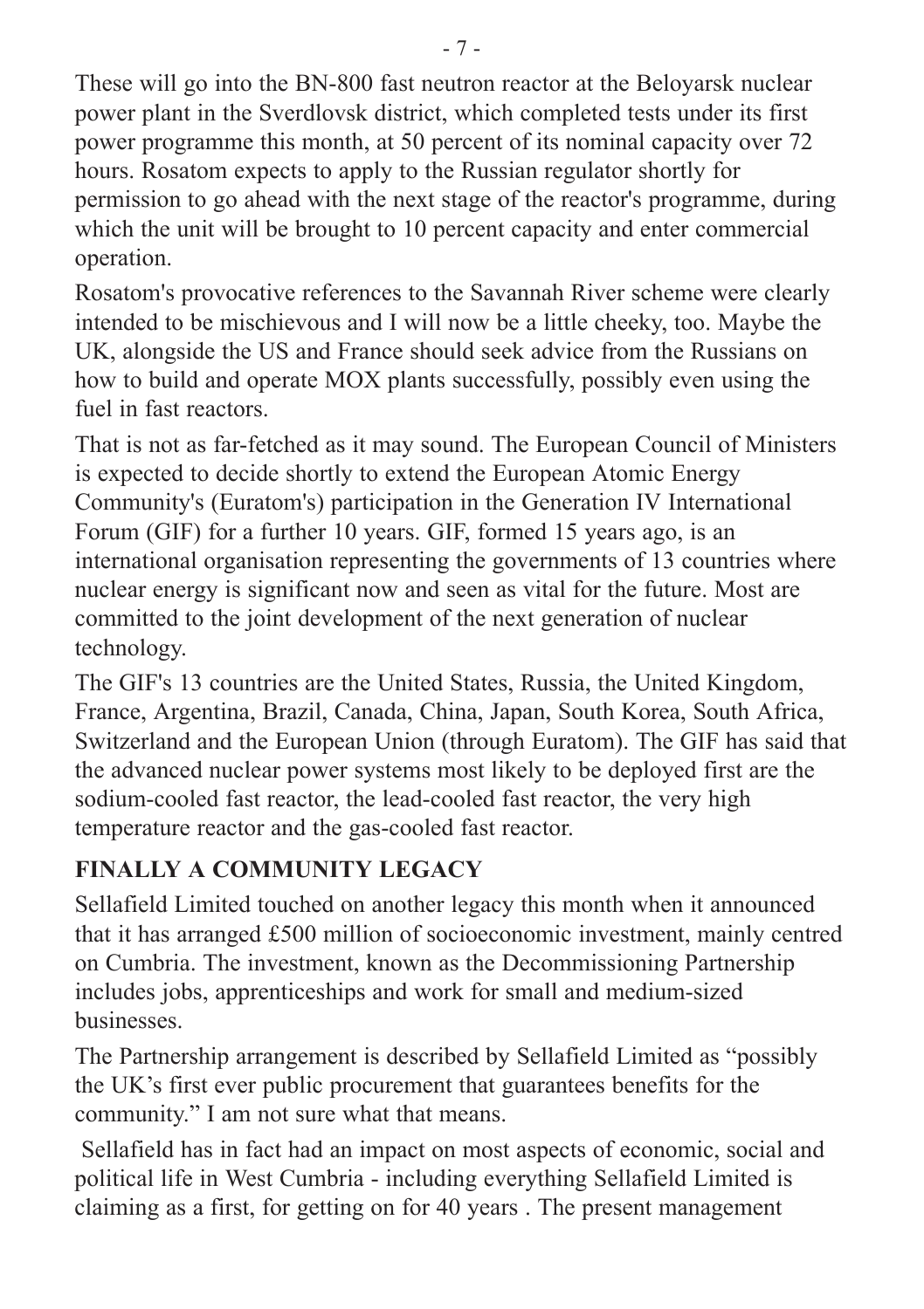These will go into the BN-800 fast neutron reactor at the Beloyarsk nuclear power plant in the Sverdlovsk district, which completed tests under its first power programme this month, at 50 percent of its nominal capacity over 72 hours. Rosatom expects to apply to the Russian regulator shortly for permission to go ahead with the next stage of the reactor's programme, during which the unit will be brought to 10 percent capacity and enter commercial operation.

Rosatom's provocative references to the Savannah River scheme were clearly intended to be mischievous and I will now be a little cheeky, too. Maybe the UK, alongside the US and France should seek advice from the Russians on how to build and operate MOX plants successfully, possibly even using the fuel in fast reactors.

That is not as far-fetched as it may sound. The European Council of Ministers is expected to decide shortly to extend the European Atomic Energy Community's (Euratom's) participation in the Generation IV International Forum (GIF) for a further 10 years. GIF, formed 15 years ago, is an international organisation representing the governments of 13 countries where nuclear energy is significant now and seen as vital for the future. Most are committed to the joint development of the next generation of nuclear technology.

The GIF's 13 countries are the United States, Russia, the United Kingdom, France, Argentina, Brazil, Canada, China, Japan, South Korea, South Africa, Switzerland and the European Union (through Euratom). The GIF has said that the advanced nuclear power systems most likely to be deployed first are the sodium-cooled fast reactor, the lead-cooled fast reactor, the very high temperature reactor and the gas-cooled fast reactor.

## FINALLY A COMMUNITY LEGACY

Sellafield Limited touched on another legacy this month when it announced that it has arranged £500 million of socioeconomic investment, mainly centred on Cumbria. The investment, known as the Decommissioning Partnership includes jobs, apprenticeships and work for small and medium-sized businesses.

The Partnership arrangement is described by Sellafield Limited as "possibly the UK's first ever public procurement that guarantees benefits for the community." I am not sure what that means.

Sellafield has in fact had an impact on most aspects of economic, social and political life in West Cumbria - including everything Sellafield Limited is claiming as a first, for getting on for 40 years . The present management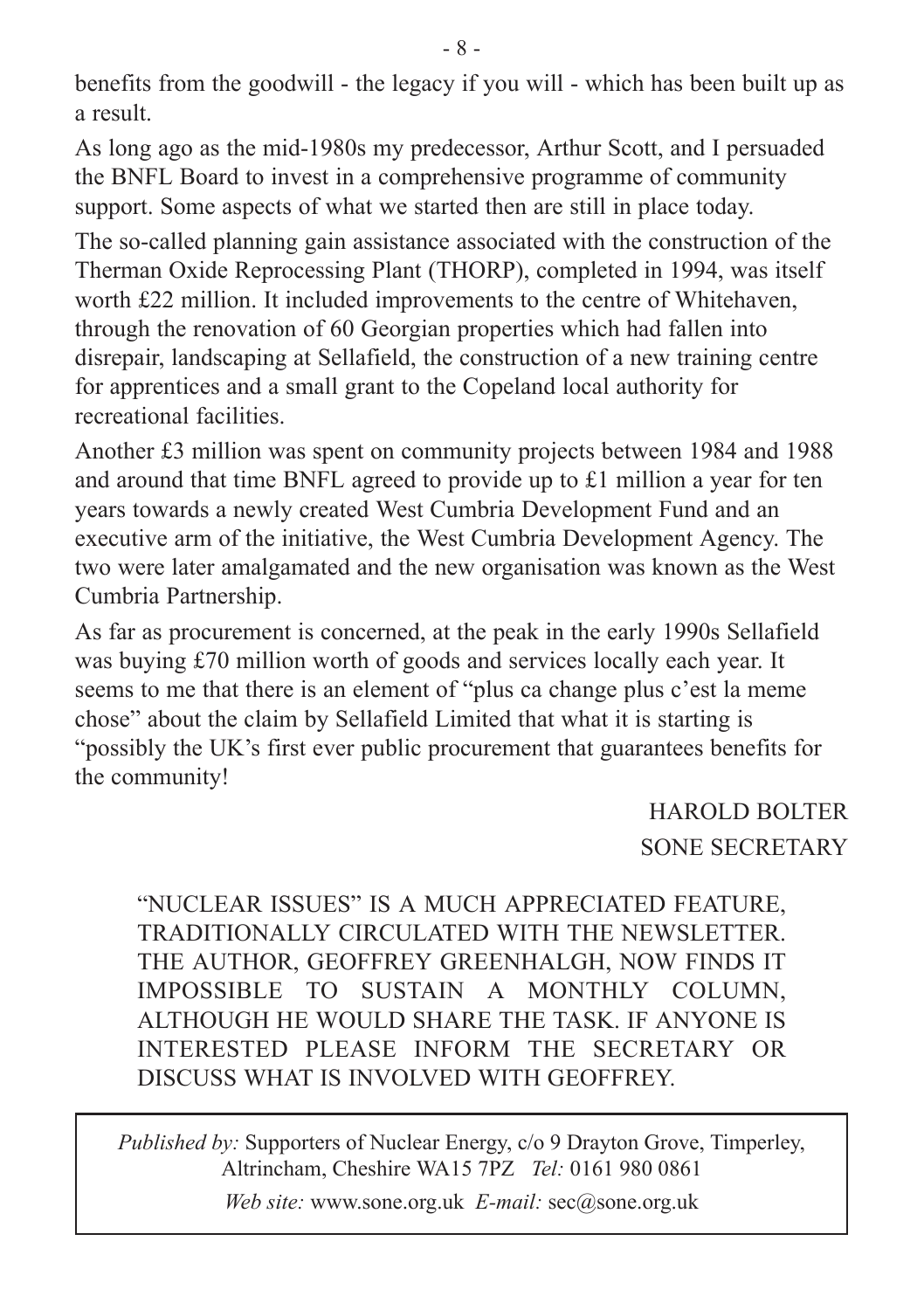benefits from the goodwill - the legacy if you will - which has been built up as a result.

As long ago as the mid-1980s my predecessor, Arthur Scott, and I persuaded the BNFL Board to invest in a comprehensive programme of community support. Some aspects of what we started then are still in place today.

The so-called planning gain assistance associated with the construction of the Therman Oxide Reprocessing Plant (THORP), completed in 1994, was itself worth £22 million. It included improvements to the centre of Whitehaven, through the renovation of 60 Georgian properties which had fallen into disrepair, landscaping at Sellafield, the construction of a new training centre for apprentices and a small grant to the Copeland local authority for recreational facilities.

Another £3 million was spent on community projects between 1984 and 1988 and around that time BNFL agreed to provide up to £1 million a year for ten years towards a newly created West Cumbria Development Fund and an executive arm of the initiative, the West Cumbria Development Agency. The two were later amalgamated and the new organisation was known as the West Cumbria Partnership.

As far as procurement is concerned, at the peak in the early 1990s Sellafield was buying £70 million worth of goods and services locally each year. It seems to me that there is an element of "plus ca change plus c'est la meme chose" about the claim by Sellafield Limited that what it is starting is "possibly the UK's first ever public procurement that guarantees benefits for the community!

HAROLD BOLTER
SONE SECRETARY

"NUCLEAR ISSUES" IS A MUCH APPRECIATED FEATURE, TRADITIONALLY CIRCULATED WITH THE NEWSLETTER. THE AUTHOR, GEOFFREY GREENHALGH, NOW FINDS IT IMPOSSIBLE TO SUSTAIN A MONTHLY COLUMN, ALTHOUGH HE WOULD SHARE THE TASK. IF ANYONE IS INTERESTED PLEASE INFORM THE SECRETARY OR DISCUSS WHAT IS INVOLVED WITH GEOFFREY.

*Published by:* Supporters of Nuclear Energy, c/o 9 Drayton Grove, Timperley, Altrincham, Cheshire WA15 7PZ *Tel:* 0161 980 0861

*Web site:* www.sone.org.uk *E-mail:* sec@sone.org.uk